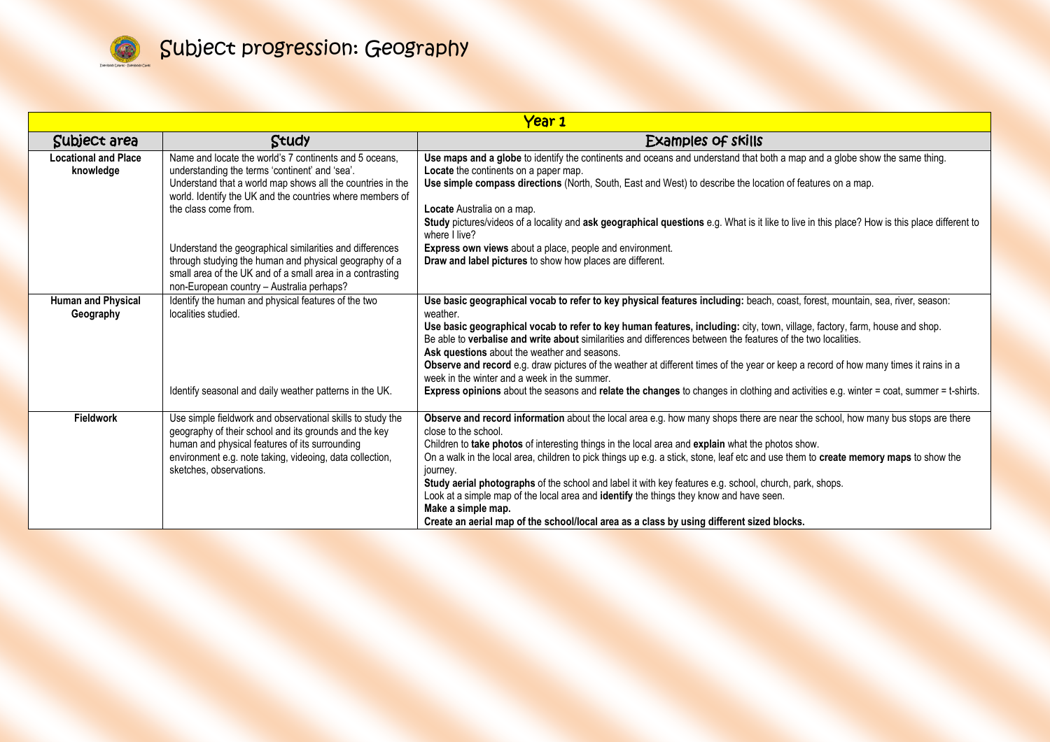# Subject progression: Geography

| Year 1 | | |
|---|---|---|
| **Subject area** | **Study** | **Examples of skills** |
| **Locational and Place knowledge** | Name and locate the world's 7 continents and 5 oceans, understanding the terms 'continent' and 'sea'.<br>Understand that a world map shows all the countries in the world. Identify the UK and the countries where members of the class come from.<br><br>Understand the geographical similarities and differences through studying the human and physical geography of a small area of the UK and of a small area in a contrasting non-European country – Australia perhaps? | **Use maps and a globe** to identify the continents and oceans and understand that both a map and a globe show the same thing.<br>**Locate** the continents on a paper map.<br>**Use simple compass directions** (North, South, East and West) to describe the location of features on a map.<br><br>**Locate** Australia on a map.<br>**Study** pictures/videos of a locality and **ask geographical questions** e.g. What is it like to live in this place? How is this place different to where I live?<br>**Express own views** about a place, people and environment.<br>**Draw and label pictures** to show how places are different. |
| **Human and Physical Geography** | Identify the human and physical features of the two localities studied.<br><br><br><br><br><br>Identify seasonal and daily weather patterns in the UK. | **Use basic geographical vocab to refer to key physical features including:** beach, coast, forest, mountain, sea, river, season: weather.<br>**Use basic geographical vocab to refer to key human features, including:** city, town, village, factory, farm, house and shop.<br>Be able to **verbalise and write about** similarities and differences between the features of the two localities.<br>**Ask questions** about the weather and seasons.<br>**Observe and record** e.g. draw pictures of the weather at different times of the year or keep a record of how many times it rains in a week in the winter and a week in the summer.<br>**Express opinions** about the seasons and **relate the changes** to changes in clothing and activities e.g. winter = coat, summer = t-shirts. |
| **Fieldwork** | Use simple fieldwork and observational skills to study the geography of their school and its grounds and the key human and physical features of its surrounding environment e.g. note taking, videoing, data collection, sketches, observations. | **Observe and record information** about the local area e.g. how many shops there are near the school, how many bus stops are there close to the school.<br>Children to **take photos** of interesting things in the local area and **explain** what the photos show.<br>On a walk in the local area, children to pick things up e.g. a stick, stone, leaf etc and use them to **create memory maps** to show the journey.<br>**Study aerial photographs** of the school and label it with key features e.g. school, church, park, shops.<br>Look at a simple map of the local area and **identify** the things they know and have seen.<br>**Make a simple map.**<br>**Create an aerial map of the school/local area as a class by using different sized blocks.** |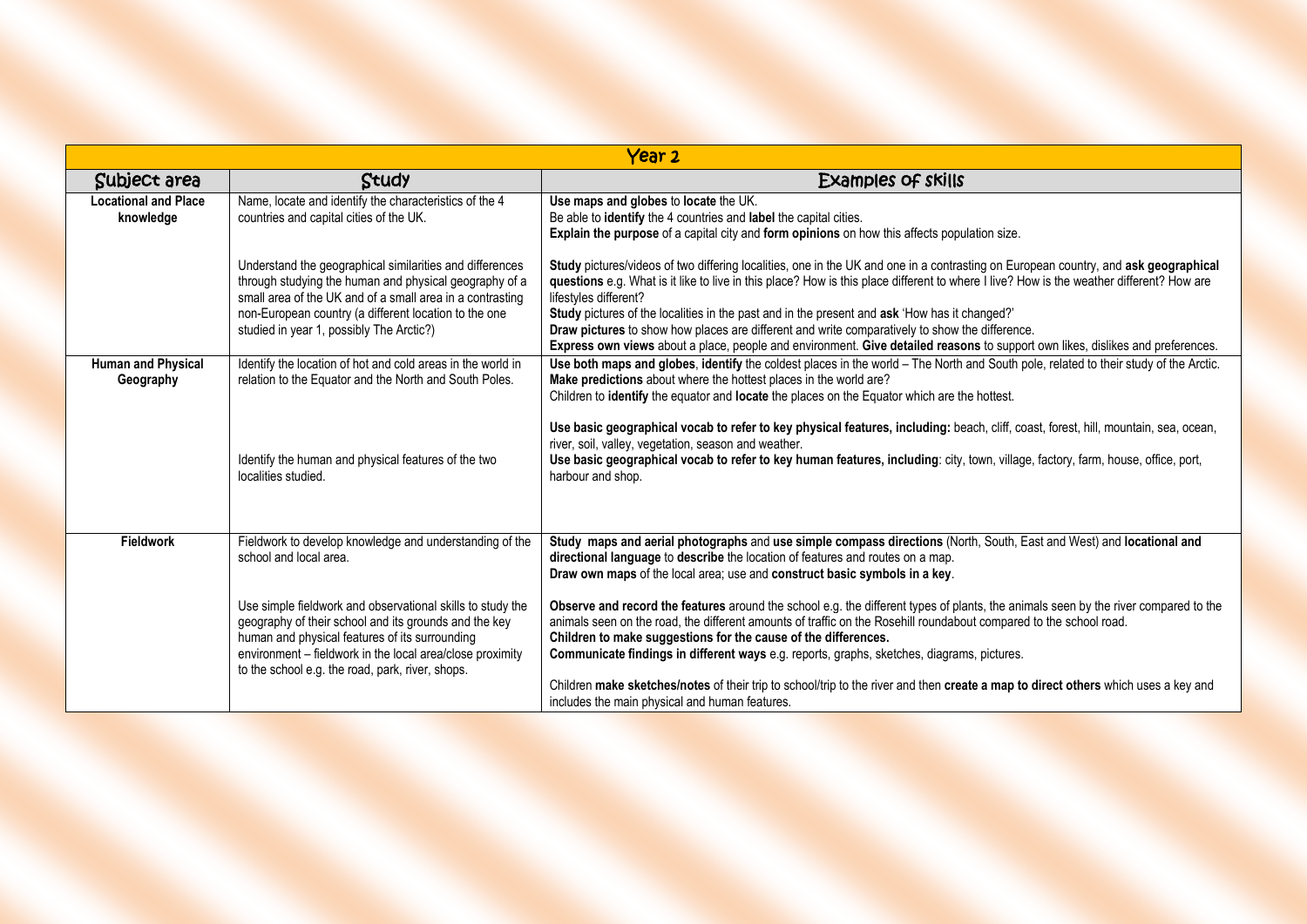| Year 2 | | |
|---|---|---|
| **Subject area** | **Study** | **Examples of skills** |
| **Locational and Place knowledge** | Name, locate and identify the characteristics of the 4 countries and capital cities of the UK.<br><br>Understand the geographical similarities and differences through studying the human and physical geography of a small area of the UK and of a small area in a contrasting non-European country (a different location to the one studied in year 1, possibly The Arctic?) | **Use maps and globes** to **locate** the UK.<br>Be able to **identify** the 4 countries and **label** the capital cities.<br>**Explain the purpose** of a capital city and **form opinions** on how this affects population size.<br><br>**Study** pictures/videos of two differing localities, one in the UK and one in a contrasting on European country, and **ask geographical questions** e.g. What is it like to live in this place? How is this place different to where I live? How is the weather different? How are lifestyles different?<br>**Study** pictures of the localities in the past and in the present and **ask** 'How has it changed?'<br>**Draw pictures** to show how places are different and write comparatively to show the difference.<br>**Express own views** about a place, people and environment. **Give detailed reasons** to support own likes, dislikes and preferences. |
| **Human and Physical Geography** | Identify the location of hot and cold areas in the world in relation to the Equator and the North and South Poles.<br><br>Identify the human and physical features of the two localities studied. | **Use both maps and globes**, **identify** the coldest places in the world – The North and South pole, related to their study of the Arctic.<br>**Make predictions** about where the hottest places in the world are?<br>Children to **identify** the equator and **locate** the places on the Equator which are the hottest.<br><br>**Use basic geographical vocab to refer to key physical features, including:** beach, cliff, coast, forest, hill, mountain, sea, ocean, river, soil, valley, vegetation, season and weather.<br>**Use basic geographical vocab to refer to key human features, including**: city, town, village, factory, farm, house, office, port, harbour and shop. |
| **Fieldwork** | Fieldwork to develop knowledge and understanding of the school and local area.<br><br>Use simple fieldwork and observational skills to study the geography of their school and its grounds and the key human and physical features of its surrounding environment – fieldwork in the local area/close proximity to the school e.g. the road, park, river, shops. | **Study maps and aerial photographs** and **use simple compass directions** (North, South, East and West) and **locational and directional language** to **describe** the location of features and routes on a map.<br>**Draw own maps** of the local area; use and **construct basic symbols in a key**.<br><br>**Observe and record the features** around the school e.g. the different types of plants, the animals seen by the river compared to the animals seen on the road, the different amounts of traffic on the Rosehill roundabout compared to the school road.<br>**Children to make suggestions for the cause of the differences.**<br>**Communicate findings in different ways** e.g. reports, graphs, sketches, diagrams, pictures.<br><br>Children **make sketches/notes** of their trip to school/trip to the river and then **create a map to direct others** which uses a key and includes the main physical and human features. |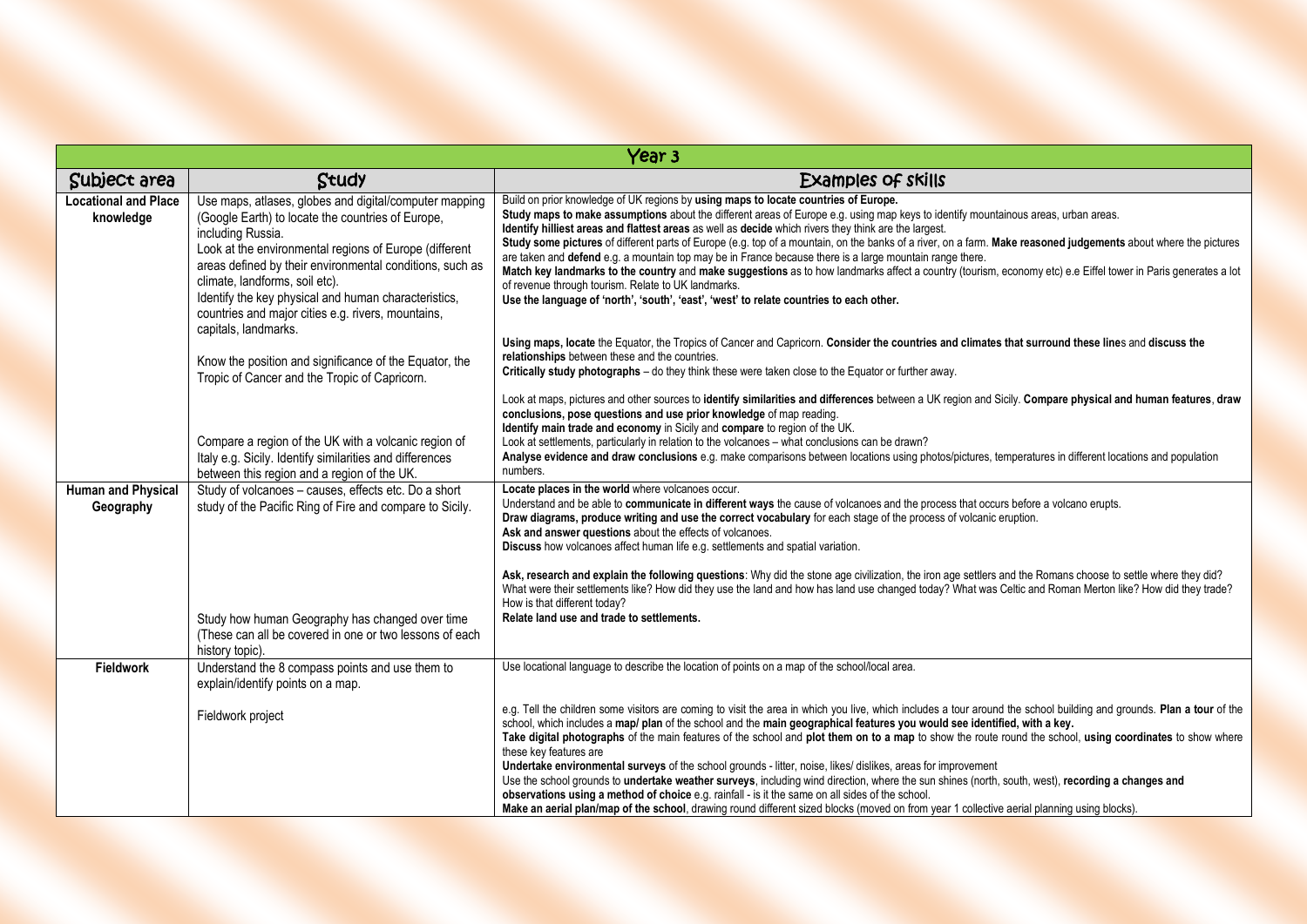| Year 3 | | |
|---|---|---|
| **Subject area** | **Study** | **Examples of skills** |
| **Locational and Place knowledge** | Use maps, atlases, globes and digital/computer mapping (Google Earth) to locate the countries of Europe, including Russia.<br>Look at the environmental regions of Europe (different areas defined by their environmental conditions, such as climate, landforms, soil etc).<br>Identify the key physical and human characteristics, countries and major cities e.g. rivers, mountains, capitals, landmarks.<br><br>Know the position and significance of the Equator, the Tropic of Cancer and the Tropic of Capricorn.<br><br>Compare a region of the UK with a volcanic region of Italy e.g. Sicily. Identify similarities and differences between this region and a region of the UK. | Build on prior knowledge of UK regions by **using maps to locate countries of Europe.**<br>**Study maps to make assumptions** about the different areas of Europe e.g. using map keys to identify mountainous areas, urban areas.<br>**Identify hilliest areas and flattest areas** as well as **decide** which rivers they think are the largest.<br>**Study some pictures** of different parts of Europe (e.g. top of a mountain, on the banks of a river, on a farm. **Make reasoned judgements** about where the pictures are taken and **defend** e.g. a mountain top may be in France because there is a large mountain range there.<br>**Match key landmarks to the country** and **make suggestions** as to how landmarks affect a country (tourism, economy etc) e.e Eiffel tower in Paris generates a lot of revenue through tourism. Relate to UK landmarks.<br>**Use the language of 'north', 'south', 'east', 'west' to relate countries to each other.**<br><br>**Using maps, locate** the Equator, the Tropics of Cancer and Capricorn. **Consider the countries and climates that surround these lines** and **discuss the relationships** between these and the countries.<br>**Critically study photographs** – do they think these were taken close to the Equator or further away.<br><br>Look at maps, pictures and other sources to **identify similarities and differences** between a UK region and Sicily. **Compare physical and human features**, **draw conclusions, pose questions and use prior knowledge** of map reading.<br>**Identify main trade and economy** in Sicily and **compare** to region of the UK.<br>Look at settlements, particularly in relation to the volcanoes – what conclusions can be drawn?<br>**Analyse evidence and draw conclusions** e.g. make comparisons between locations using photos/pictures, temperatures in different locations and population numbers. |
| **Human and Physical Geography** | Study of volcanoes – causes, effects etc. Do a short study of the Pacific Ring of Fire and compare to Sicily.<br><br>Study how human Geography has changed over time (These can all be covered in one or two lessons of each history topic). | **Locate places in the world** where volcanoes occur.<br>Understand and be able to **communicate in different ways** the cause of volcanoes and the process that occurs before a volcano erupts.<br>**Draw diagrams, produce writing and use the correct vocabulary** for each stage of the process of volcanic eruption.<br>**Ask and answer questions** about the effects of volcanoes.<br>**Discuss** how volcanoes affect human life e.g. settlements and spatial variation.<br><br>**Ask, research and explain the following questions**: Why did the stone age civilization, the iron age settlers and the Romans choose to settle where they did? What were their settlements like? How did they use the land and how has land use changed today? What was Celtic and Roman Merton like? How did they trade? How is that different today?<br>**Relate land use and trade to settlements.** |
| **Fieldwork** | Understand the 8 compass points and use them to explain/identify points on a map.<br><br>Fieldwork project | Use locational language to describe the location of points on a map of the school/local area.<br><br>e.g. Tell the children some visitors are coming to visit the area in which you live, which includes a tour around the school building and grounds. **Plan a tour** of the school, which includes a **map/ plan** of the school and the **main geographical features you would see identified, with a key.**<br>**Take digital photographs** of the main features of the school and **plot them on to a map** to show the route round the school, **using coordinates** to show where these key features are<br>**Undertake environmental surveys** of the school grounds - litter, noise, likes/ dislikes, areas for improvement<br>Use the school grounds to **undertake weather surveys**, including wind direction, where the sun shines (north, south, west), **recording a changes and observations using a method of choice** e.g. rainfall - is it the same on all sides of the school.<br>**Make an aerial plan/map of the school**, drawing round different sized blocks (moved on from year 1 collective aerial planning using blocks). |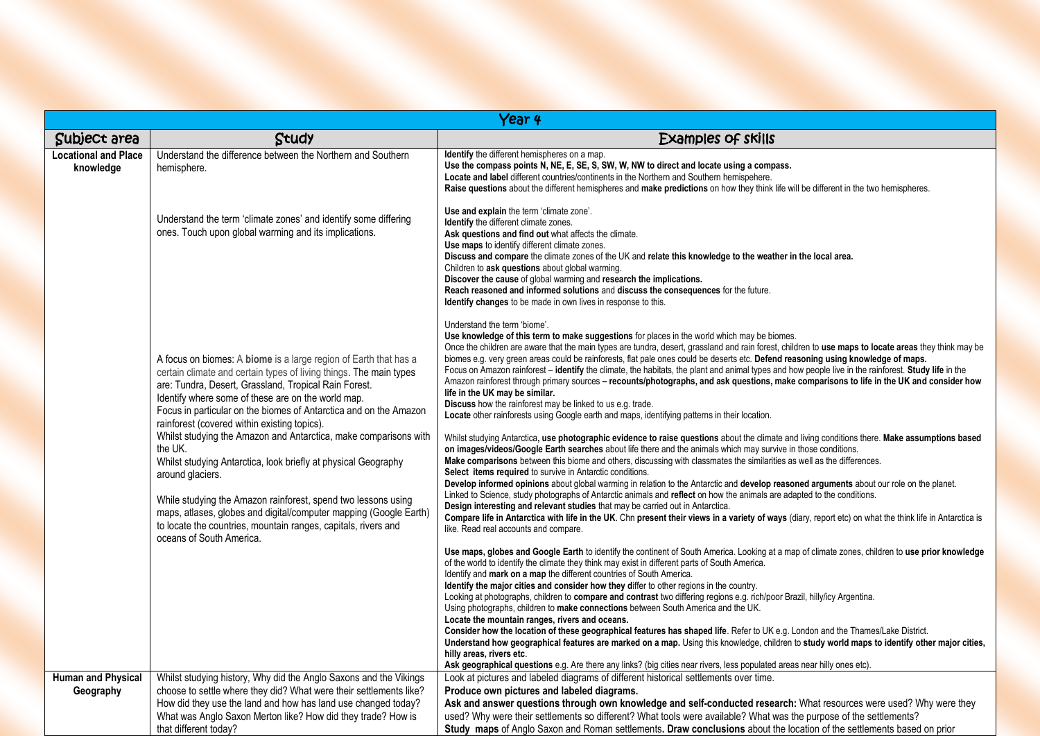| Year 4 | | |
|---|---|---|
| **Subject area** | **Study** | **Examples of skills** |
| **Locational and Place knowledge** | Understand the difference between the Northern and Southern hemisphere.<br><br>Understand the term 'climate zones' and identify some differing ones. Touch upon global warming and its implications.<br><br>A focus on biomes: A **biome** is a large region of Earth that has a certain climate and certain types of living things. The main types are: Tundra, Desert, Grassland, Tropical Rain Forest.<br>Identify where some of these are on the world map.<br>Focus in particular on the biomes of Antarctica and on the Amazon rainforest (covered within existing topics).<br>Whilst studying the Amazon and Antarctica, make comparisons with the UK.<br>Whilst studying Antarctica, look briefly at physical Geography around glaciers.<br><br>While studying the Amazon rainforest, spend two lessons using maps, atlases, globes and digital/computer mapping (Google Earth) to locate the countries, mountain ranges, capitals, rivers and oceans of South America. | **Identify** the different hemispheres on a map.<br>**Use the compass points N, NE, E, SE, S, SW, W, NW to direct and locate using a compass.**<br>**Locate and label** different countries/continents in the Northern and Southern hemisphere.<br>**Raise questions** about the different hemispheres and **make predictions** on how they think life will be different in the two hemispheres.<br><br>**Use and explain** the term 'climate zone'.<br>**Identify** the different climate zones.<br>**Ask questions and find out** what affects the climate.<br>**Use maps** to identify different climate zones.<br>**Discuss and compare** the climate zones of the UK and **relate this knowledge to the weather in the local area.**<br>Children to **ask questions** about global warming.<br>**Discover the cause** of global warming and **research the implications.**<br>**Reach reasoned and informed solutions** and **discuss the consequences** for the future.<br>**Identify changes** to be made in own lives in response to this.<br><br>Understand the term 'biome'.<br>**Use knowledge of this term to make suggestions** for places in the world which may be biomes.<br>Once the children are aware that the main types are tundra, desert, grassland and rain forest, children to **use maps to locate areas** they think may be biomes e.g. very green areas could be rainforests, flat pale ones could be deserts etc. **Defend reasoning using knowledge of maps.**<br>Focus on Amazon rainforest – **identify** the climate, the habitats, the plant and animal types and how people live in the rainforest. **Study life** in the Amazon rainforest through primary sources **– recounts/photographs, and ask questions, make comparisons to life in the UK and consider how life in the UK may be similar.**<br>**Discuss** how the rainforest may be linked to us e.g. trade.<br>**Locate** other rainforests using Google earth and maps, identifying patterns in their location.<br><br>Whilst studying Antarctica**, use photographic evidence to raise questions** about the climate and living conditions there. **Make assumptions based on images/videos/Google Earth searches** about life there and the animals which may survive in those conditions.<br>**Make comparisons** between this biome and others, discussing with classmates the similarities as well as the differences.<br>**Select items required** to survive in Antarctic conditions.<br>**Develop informed opinions** about global warming in relation to the Antarctic and **develop reasoned arguments** about our role on the planet.<br>Linked to Science, study photographs of Antarctic animals and **reflect** on how the animals are adapted to the conditions.<br>**Design interesting and relevant studies** that may be carried out in Antarctica.<br>**Compare life in Antarctica with life in the UK**. Chn **present their views in a variety of ways** (diary, report etc) on what the think life in Antarctica is like. Read real accounts and compare.<br><br>**Use maps, globes and Google Earth** to identify the continent of South America. Looking at a map of climate zones, children to **use prior knowledge** of the world to identify the climate they think may exist in different parts of South America.<br>Identify and **mark on a map** the different countries of South America.<br>**Identify the major cities and consider how they** differ to other regions in the country.<br>Looking at photographs, children to **compare and contrast** two differing regions e.g. rich/poor Brazil, hilly/icy Argentina.<br>Using photographs, children to **make connections** between South America and the UK.<br>**Locate the mountain ranges, rivers and oceans.**<br>**Consider how the location of these geographical features has shaped life**. Refer to UK e.g. London and the Thames/Lake District.<br>**Understand how geographical features are marked on a map.** Using this knowledge, children to **study world maps to identify other major cities, hilly areas, rivers etc**.<br>**Ask geographical questions** e.g. Are there any links? (big cities near rivers, less populated areas near hilly ones etc). |
| **Human and Physical Geography** | Whilst studying history, Why did the Anglo Saxons and the Vikings choose to settle where they did? What were their settlements like? How did they use the land and how has land use changed today? What was Anglo Saxon Merton like? How did they trade? How is that different today? | Look at pictures and labeled diagrams of different historical settlements over time.<br>**Produce own pictures and labeled diagrams.**<br>**Ask and answer questions through own knowledge and self-conducted research:** What resources were used? Why were they used? Why were their settlements so different? What tools were available? What was the purpose of the settlements?<br>**Study maps** of Anglo Saxon and Roman settlements**. Draw conclusions** about the location of the settlements based on prior |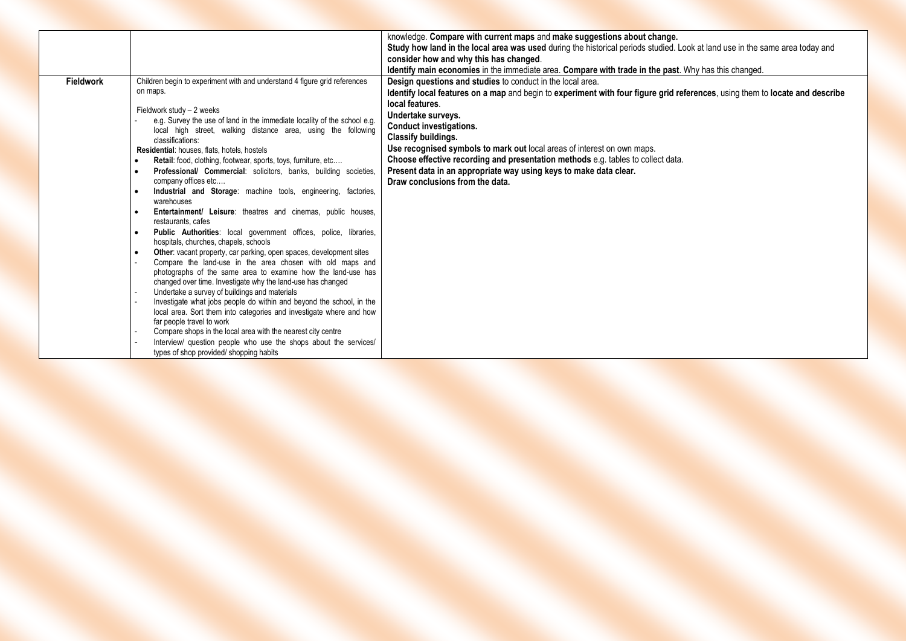|  |  |  |
|---|---|---|
|  |  | knowledge. **Compare with current maps** and **make suggestions about change.**<br>**Study how land in the local area was used** during the historical periods studied. Look at land use in the same area today and **consider how and why this has changed**.<br>**Identify main economies** in the immediate area. **Compare with trade in the past**. Why has this changed. |
| **Fieldwork** | Children begin to experiment with and understand 4 figure grid references on maps.<br><br>Fieldwork study – 2 weeks<br>- e.g. Survey the use of land in the immediate locality of the school e.g. local high street, walking distance area, using the following classifications:<br>**Residential**: houses, flats, hotels, hostels<br>• **Retail**: food, clothing, footwear, sports, toys, furniture, etc….<br>• **Professional/ Commercial**: solicitors, banks, building societies, company offices etc….<br>• **Industrial and Storage**: machine tools, engineering, factories, warehouses<br>• **Entertainment/ Leisure**: theatres and cinemas, public houses, restaurants, cafes<br>• **Public Authorities**: local government offices, police, libraries, hospitals, churches, chapels, schools<br>• **Other**: vacant property, car parking, open spaces, development sites<br>- Compare the land-use in the area chosen with old maps and photographs of the same area to examine how the land-use has changed over time. Investigate why the land-use has changed<br>- Undertake a survey of buildings and materials<br>- Investigate what jobs people do within and beyond the school, in the local area. Sort them into categories and investigate where and how far people travel to work<br>- Compare shops in the local area with the nearest city centre<br>- Interview/ question people who use the shops about the services/ types of shop provided/ shopping habits | **Design questions and studies** to conduct in the local area.<br>**Identify local features on a map** and begin to **experiment with four figure grid references**, using them to **locate and describe local features**.<br>**Undertake surveys.**<br>**Conduct investigations.**<br>**Classify buildings.**<br>**Use recognised symbols to mark out** local areas of interest on own maps.<br>**Choose effective recording and presentation methods** e.g. tables to collect data.<br>**Present data in an appropriate way using keys to make data clear.**<br>**Draw conclusions from the data.** |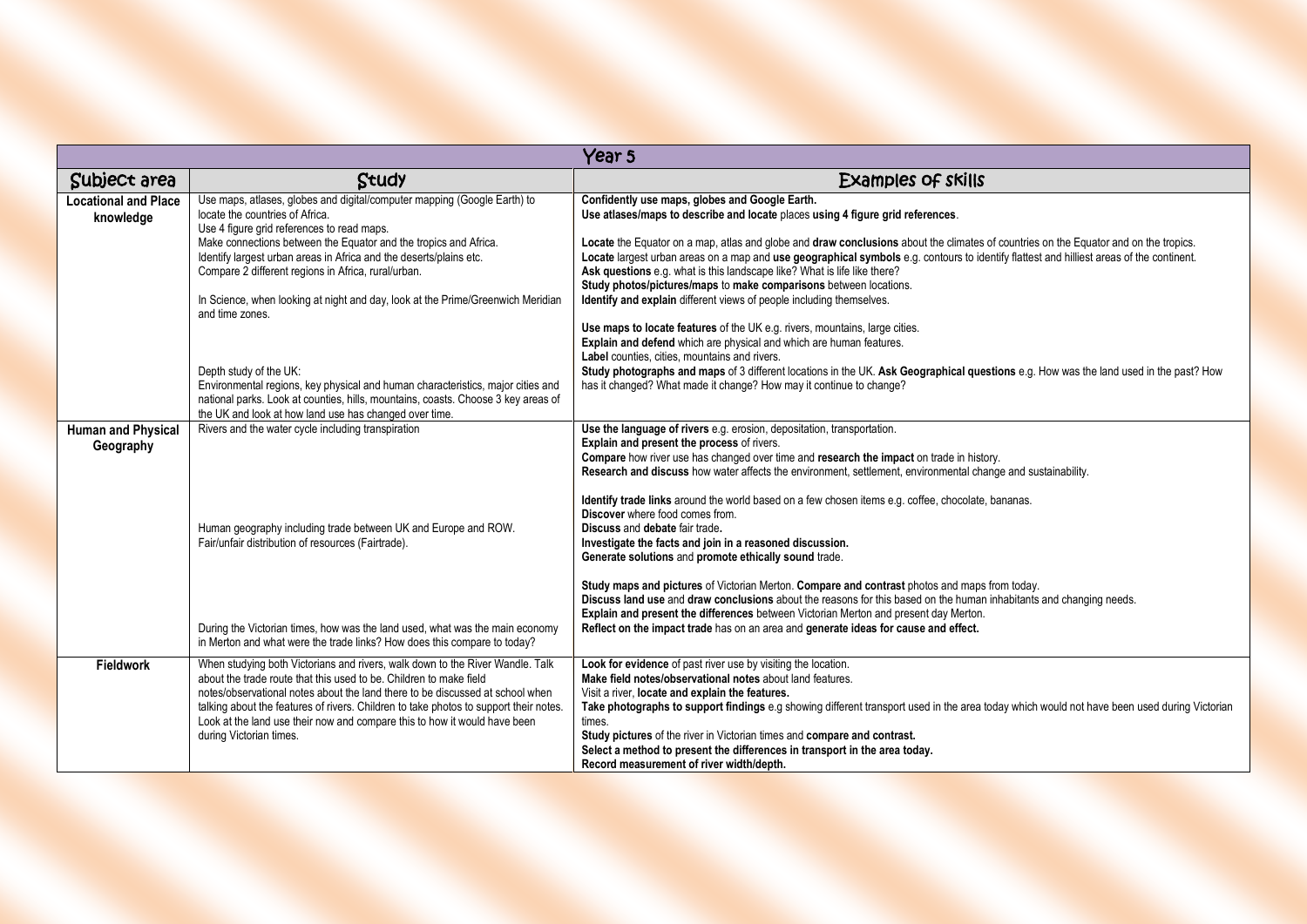| Year 5 | | |
|---|---|---|
| **Subject area** | **Study** | **Examples of skills** |
| **Locational and Place knowledge** | Use maps, atlases, globes and digital/computer mapping (Google Earth) to locate the countries of Africa.<br>Use 4 figure grid references to read maps.<br>Make connections between the Equator and the tropics and Africa.<br>Identify largest urban areas in Africa and the deserts/plains etc.<br>Compare 2 different regions in Africa, rural/urban.<br><br>In Science, when looking at night and day, look at the Prime/Greenwich Meridian and time zones.<br><br>Depth study of the UK:<br>Environmental regions, key physical and human characteristics, major cities and national parks. Look at counties, hills, mountains, coasts. Choose 3 key areas of the UK and look at how land use has changed over time. | **Confidently use maps, globes and Google Earth.**<br>**Use atlases/maps to describe and locate** places **using 4 figure grid references**.<br><br>**Locate** the Equator on a map, atlas and globe and **draw conclusions** about the climates of countries on the Equator and on the tropics.<br>**Locate** largest urban areas on a map and **use geographical symbols** e.g. contours to identify flattest and hilliest areas of the continent.<br>**Ask questions** e.g. what is this landscape like? What is life like there?<br>**Study photos/pictures/maps** to **make comparisons** between locations.<br>**Identify and explain** different views of people including themselves.<br><br>**Use maps to locate features** of the UK e.g. rivers, mountains, large cities.<br>**Explain and defend** which are physical and which are human features.<br>**Label** counties, cities, mountains and rivers.<br>**Study photographs and maps** of 3 different locations in the UK. **Ask Geographical questions** e.g. How was the land used in the past? How has it changed? What made it change? How may it continue to change? |
| **Human and Physical Geography** | Rivers and the water cycle including transpiration<br><br>Human geography including trade between UK and Europe and ROW.<br>Fair/unfair distribution of resources (Fairtrade).<br><br>During the Victorian times, how was the land used, what was the main economy in Merton and what were the trade links? How does this compare to today? | **Use the language of rivers** e.g. erosion, depositation, transportation.<br>**Explain and present the process** of rivers.<br>**Compare** how river use has changed over time and **research the impact** on trade in history.<br>**Research and discuss** how water affects the environment, settlement, environmental change and sustainability.<br><br>**Identify trade links** around the world based on a few chosen items e.g. coffee, chocolate, bananas.<br>**Discover** where food comes from.<br>**Discuss** and **debate** fair trade**.**<br>**Investigate the facts and join in a reasoned discussion.**<br>**Generate solutions** and **promote ethically sound** trade.<br><br>**Study maps and pictures** of Victorian Merton. **Compare and contrast** photos and maps from today.<br>**Discuss land use** and **draw conclusions** about the reasons for this based on the human inhabitants and changing needs.<br>**Explain and present the differences** between Victorian Merton and present day Merton.<br>**Reflect on the impact trade** has on an area and **generate ideas for cause and effect.** |
| **Fieldwork** | When studying both Victorians and rivers, walk down to the River Wandle. Talk about the trade route that this used to be. Children to make field notes/observational notes about the land there to be discussed at school when talking about the features of rivers. Children to take photos to support their notes. Look at the land use their now and compare this to how it would have been during Victorian times. | **Look for evidence** of past river use by visiting the location.<br>**Make field notes/observational notes** about land features.<br>Visit a river, **locate and explain the features.**<br>**Take photographs to support findings** e.g showing different transport used in the area today which would not have been used during Victorian times.<br>**Study pictures** of the river in Victorian times and **compare and contrast.**<br>**Select a method to present the differences in transport in the area today.**<br>**Record measurement of river width/depth.** |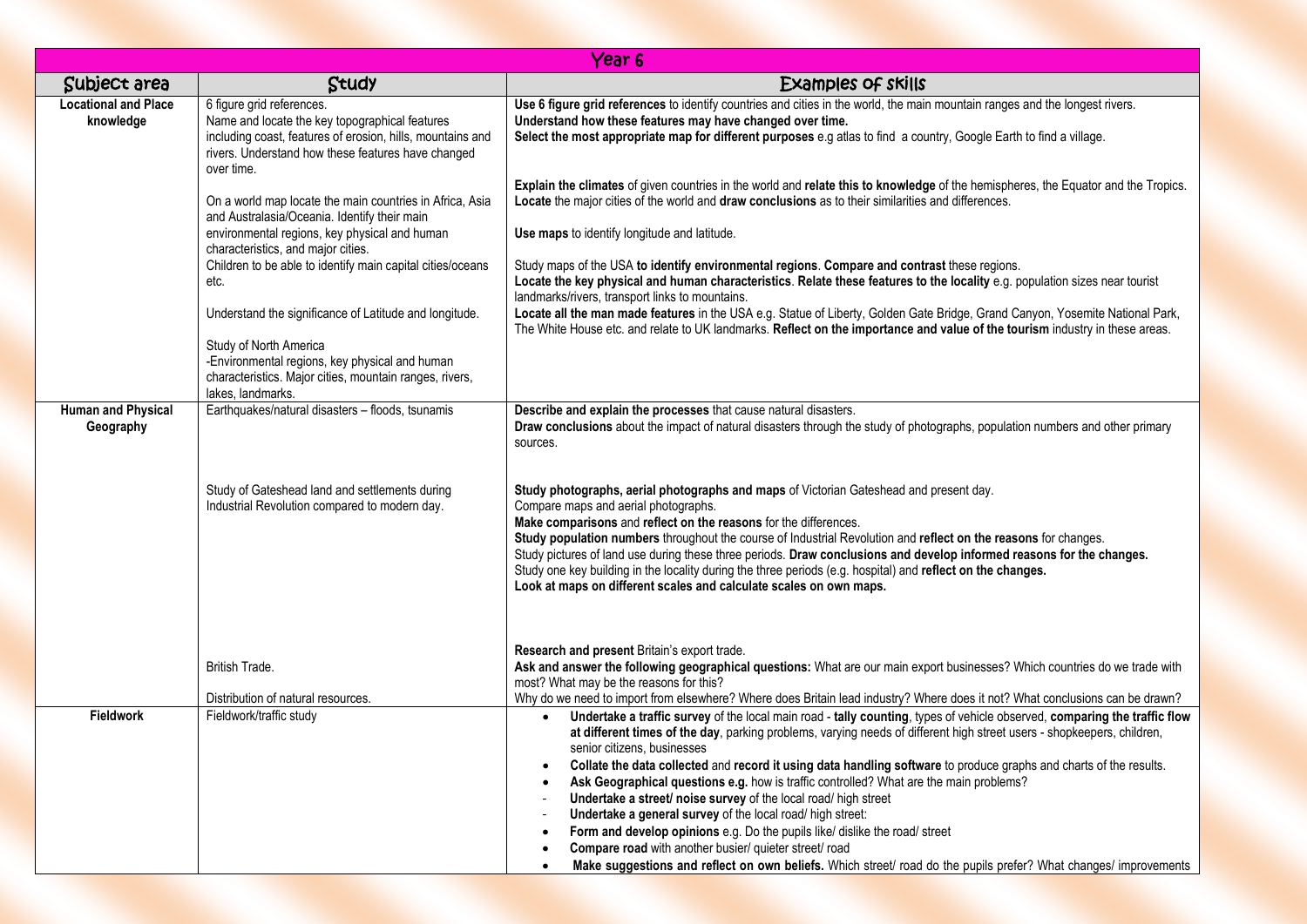| Year 6 | | |
|---|---|---|
| **Subject area** | **Study** | **Examples of skills** |
| **Locational and Place knowledge** | 6 figure grid references.<br>Name and locate the key topographical features including coast, features of erosion, hills, mountains and rivers. Understand how these features have changed over time.<br><br>On a world map locate the main countries in Africa, Asia and Australasia/Oceania. Identify their main environmental regions, key physical and human characteristics, and major cities.<br>Children to be able to identify main capital cities/oceans etc.<br><br>Understand the significance of Latitude and longitude.<br><br>Study of North America<br>-Environmental regions, key physical and human characteristics. Major cities, mountain ranges, rivers, lakes, landmarks. | **Use 6 figure grid references** to identify countries and cities in the world, the main mountain ranges and the longest rivers.<br>**Understand how these features may have changed over time.**<br>**Select the most appropriate map for different purposes** e.g atlas to find a country, Google Earth to find a village.<br><br>**Explain the climates** of given countries in the world and **relate this to knowledge** of the hemispheres, the Equator and the Tropics.<br>**Locate** the major cities of the world and **draw conclusions** as to their similarities and differences.<br><br>**Use maps** to identify longitude and latitude.<br><br>Study maps of the USA **to identify environmental regions**. **Compare and contrast** these regions.<br>**Locate the key physical and human characteristics**. **Relate these features to the locality** e.g. population sizes near tourist landmarks/rivers, transport links to mountains.<br>**Locate all the man made features** in the USA e.g. Statue of Liberty, Golden Gate Bridge, Grand Canyon, Yosemite National Park, The White House etc. and relate to UK landmarks. **Reflect on the importance and value of the tourism** industry in these areas. |
| **Human and Physical Geography** | Earthquakes/natural disasters – floods, tsunamis<br><br><br><br>Study of Gateshead land and settlements during Industrial Revolution compared to modern day.<br><br><br><br><br><br><br><br><br>British Trade.<br><br>Distribution of natural resources. | **Describe and explain the processes** that cause natural disasters.<br>**Draw conclusions** about the impact of natural disasters through the study of photographs, population numbers and other primary sources.<br><br>**Study photographs, aerial photographs and maps** of Victorian Gateshead and present day.<br>Compare maps and aerial photographs.<br>**Make comparisons** and **reflect on the reasons** for the differences.<br>**Study population numbers** throughout the course of Industrial Revolution and **reflect on the reasons** for changes.<br>Study pictures of land use during these three periods. **Draw conclusions and develop informed reasons for the changes.**<br>Study one key building in the locality during the three periods (e.g. hospital) and **reflect on the changes.**<br>**Look at maps on different scales and calculate scales on own maps.**<br><br>**Research and present** Britain's export trade.<br>**Ask and answer the following geographical questions:** What are our main export businesses? Which countries do we trade with most? What may be the reasons for this?<br>Why do we need to import from elsewhere? Where does Britain lead industry? Where does it not? What conclusions can be drawn? |
| **Fieldwork** | Fieldwork/traffic study | • **Undertake a traffic survey** of the local main road - **tally counting**, types of vehicle observed, **comparing the traffic flow at different times of the day**, parking problems, varying needs of different high street users - shopkeepers, children, senior citizens, businesses<br>• **Collate the data collected** and **record it using data handling software** to produce graphs and charts of the results.<br>• **Ask Geographical questions e.g.** how is traffic controlled? What are the main problems?<br>- **Undertake a street/ noise survey** of the local road/ high street<br>- **Undertake a general survey** of the local road/ high street:<br>• **Form and develop opinions** e.g. Do the pupils like/ dislike the road/ street<br>• **Compare road** with another busier/ quieter street/ road<br>• **Make suggestions and reflect on own beliefs.** Which street/ road do the pupils prefer? What changes/ improvements |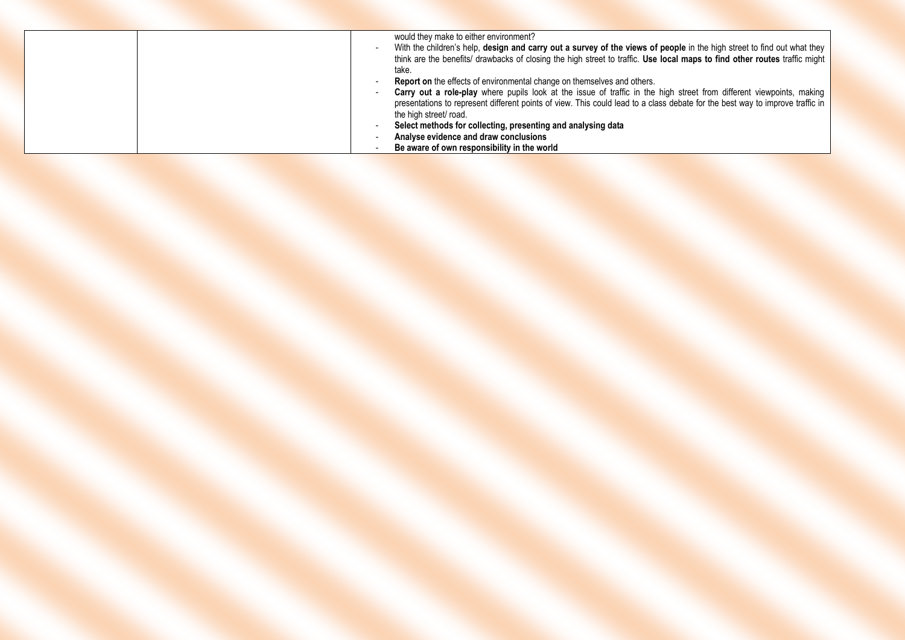| | | |
|---|---|---|
| | | would they make to either environment?<br>- With the children's help, **design and carry out a survey of the views of people** in the high street to find out what they think are the benefits/ drawbacks of closing the high street to traffic. **Use local maps to find other routes** traffic might take.<br>- **Report on** the effects of environmental change on themselves and others.<br>- **Carry out a role-play** where pupils look at the issue of traffic in the high street from different viewpoints, making presentations to represent different points of view. This could lead to a class debate for the best way to improve traffic in the high street/ road.<br>- **Select methods for collecting, presenting and analysing data**<br>- **Analyse evidence and draw conclusions**<br>- **Be aware of own responsibility in the world** |